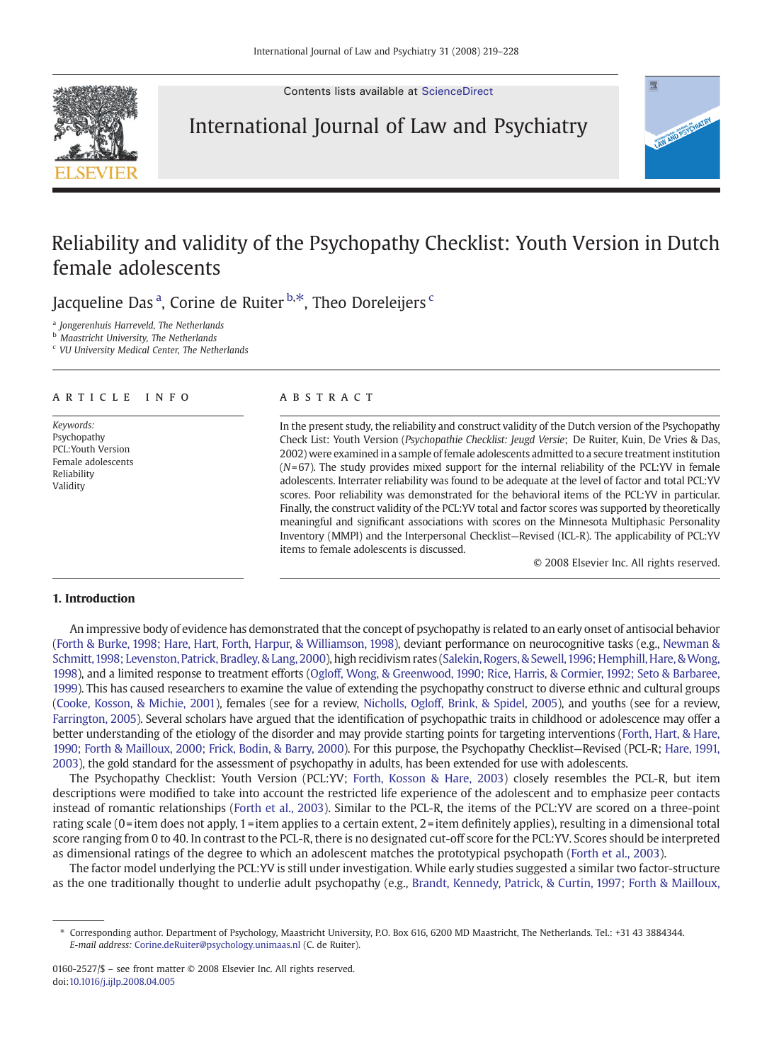# Reliability and validity of the Psychopathy Checklist: Youth Version in Dutch female adolescents

Jacqueline Das [a], Corine de Ruiter [b,*], Theo Doreleijers [c]

[a] Jongerenhuis Harreveld, The Netherlands
[b] Maastricht University, The Netherlands
[c] VU University Medical Center, The Netherlands

## ARTICLE INFO

*Keywords:*
Psychopathy
PCL:Youth Version
Female adolescents
Reliability
Validity

## ABSTRACT

In the present study, the reliability and construct validity of the Dutch version of the Psychopathy Check List: Youth Version (*Psychopathie Checklist: Jeugd Versie*; De Ruiter, Kuin, De Vries & Das, 2002) were examined in a sample of female adolescents admitted to a secure treatment institution ($N=67$). The study provides mixed support for the internal reliability of the PCL:YV in female adolescents. Interrater reliability was found to be adequate at the level of factor and total PCL:YV scores. Poor reliability was demonstrated for the behavioral items of the PCL:YV in particular. Finally, the construct validity of the PCL:YV total and factor scores was supported by theoretically meaningful and significant associations with scores on the Minnesota Multiphasic Personality Inventory (MMPI) and the Interpersonal Checklist—Revised (ICL-R). The applicability of PCL:YV items to female adolescents is discussed.

© 2008 Elsevier Inc. All rights reserved.

## 1. Introduction

An impressive body of evidence has demonstrated that the concept of psychopathy is related to an early onset of antisocial behavior (Forth & Burke, 1998; Hare, Hart, Forth, Harpur, & Williamson, 1998), deviant performance on neurocognitive tasks (e.g., Newman & Schmitt, 1998; Levenston, Patrick, Bradley, & Lang, 2000), high recidivism rates (Salekin, Rogers, & Sewell, 1996; Hemphill, Hare, & Wong, 1998), and a limited response to treatment efforts (Ogloff, Wong, & Greenwood, 1990; Rice, Harris, & Cormier, 1992; Seto & Barbaree, 1999). This has caused researchers to examine the value of extending the psychopathy construct to diverse ethnic and cultural groups (Cooke, Kosson, & Michie, 2001), females (see for a review, Nicholls, Ogloff, Brink, & Spidel, 2005), and youths (see for a review, Farrington, 2005). Several scholars have argued that the identification of psychopathic traits in childhood or adolescence may offer a better understanding of the etiology of the disorder and may provide starting points for targeting interventions (Forth, Hart, & Hare, 1990; Forth & Mailloux, 2000; Frick, Bodin, & Barry, 2000). For this purpose, the Psychopathy Checklist—Revised (PCL-R; Hare, 1991, 2003), the gold standard for the assessment of psychopathy in adults, has been extended for use with adolescents.

The Psychopathy Checklist: Youth Version (PCL:YV; Forth, Kosson & Hare, 2003) closely resembles the PCL-R, but item descriptions were modified to take into account the restricted life experience of the adolescent and to emphasize peer contacts instead of romantic relationships (Forth et al., 2003). Similar to the PCL-R, the items of the PCL:YV are scored on a three-point rating scale (0 = item does not apply, 1 = item applies to a certain extent, 2 = item definitely applies), resulting in a dimensional total score ranging from 0 to 40. In contrast to the PCL-R, there is no designated cut-off score for the PCL:YV. Scores should be interpreted as dimensional ratings of the degree to which an adolescent matches the prototypical psychopath (Forth et al., 2003).

The factor model underlying the PCL:YV is still under investigation. While early studies suggested a similar two factor-structure as the one traditionally thought to underlie adult psychopathy (e.g., Brandt, Kennedy, Patrick, & Curtin, 1997; Forth & Mailloux,

---

* Corresponding author. Department of Psychology, Maastricht University, P.O. Box 616, 6200 MD Maastricht, The Netherlands. Tel.: +31 43 3884344. *E-mail address:* Corine.deRuiter@psychology.unimaas.nl (C. de Ruiter).

0160-2527/$ – see front matter © 2008 Elsevier Inc. All rights reserved.
doi:10.1016/j.ijlp.2008.04.005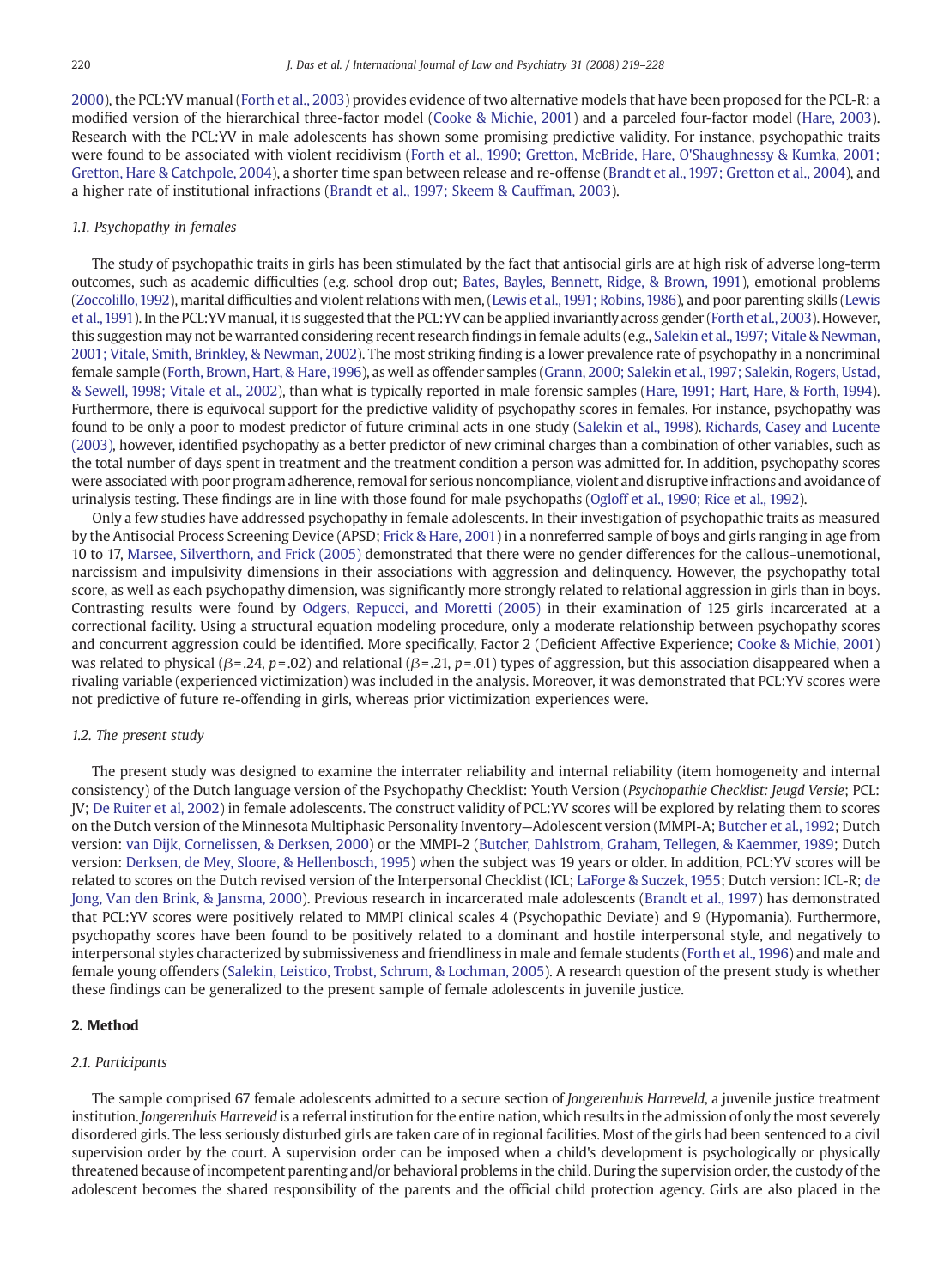2000), the PCL:YV manual (Forth et al., 2003) provides evidence of two alternative models that have been proposed for the PCL-R: a modified version of the hierarchical three-factor model (Cooke & Michie, 2001) and a parceled four-factor model (Hare, 2003). Research with the PCL:YV in male adolescents has shown some promising predictive validity. For instance, psychopathic traits were found to be associated with violent recidivism (Forth et al., 1990; Gretton, McBride, Hare, O'Shaughnessy & Kumka, 2001; Gretton, Hare & Catchpole, 2004), a shorter time span between release and re-offense (Brandt et al., 1997; Gretton et al., 2004), and a higher rate of institutional infractions (Brandt et al., 1997; Skeem & Cauffman, 2003).

### 1.1. Psychopathy in females

The study of psychopathic traits in girls has been stimulated by the fact that antisocial girls are at high risk of adverse long-term outcomes, such as academic difficulties (e.g. school drop out; Bates, Bayles, Bennett, Ridge, & Brown, 1991), emotional problems (Zoccolillo, 1992), marital difficulties and violent relations with men, (Lewis et al., 1991; Robins, 1986), and poor parenting skills (Lewis et al., 1991). In the PCL:YV manual, it is suggested that the PCL:YV can be applied invariantly across gender (Forth et al., 2003). However, this suggestion may not be warranted considering recent research findings in female adults (e.g., Salekin et al., 1997; Vitale & Newman, 2001; Vitale, Smith, Brinkley, & Newman, 2002). The most striking finding is a lower prevalence rate of psychopathy in a noncriminal female sample (Forth, Brown, Hart, & Hare, 1996), as well as offender samples (Grann, 2000; Salekin et al., 1997; Salekin, Rogers, Ustad, & Sewell, 1998; Vitale et al., 2002), than what is typically reported in male forensic samples (Hare, 1991; Hart, Hare, & Forth, 1994). Furthermore, there is equivocal support for the predictive validity of psychopathy scores in females. For instance, psychopathy was found to be only a poor to modest predictor of future criminal acts in one study (Salekin et al., 1998). Richards, Casey and Lucente (2003), however, identified psychopathy as a better predictor of new criminal charges than a combination of other variables, such as the total number of days spent in treatment and the treatment condition a person was admitted for. In addition, psychopathy scores were associated with poor program adherence, removal for serious noncompliance, violent and disruptive infractions and avoidance of urinalysis testing. These findings are in line with those found for male psychopaths (Ogloff et al., 1990; Rice et al., 1992).

Only a few studies have addressed psychopathy in female adolescents. In their investigation of psychopathic traits as measured by the Antisocial Process Screening Device (APSD; Frick & Hare, 2001) in a nonreferred sample of boys and girls ranging in age from 10 to 17, Marsee, Silverthorn, and Frick (2005) demonstrated that there were no gender differences for the callous–unemotional, narcissism and impulsivity dimensions in their associations with aggression and delinquency. However, the psychopathy total score, as well as each psychopathy dimension, was significantly more strongly related to relational aggression in girls than in boys. Contrasting results were found by Odgers, Repucci, and Moretti (2005) in their examination of 125 girls incarcerated at a correctional facility. Using a structural equation modeling procedure, only a moderate relationship between psychopathy scores and concurrent aggression could be identified. More specifically, Factor 2 (Deficient Affective Experience; Cooke & Michie, 2001) was related to physical ($\beta$=.24, $p$=.02) and relational ($\beta$=.21, $p$=.01) types of aggression, but this association disappeared when a rivaling variable (experienced victimization) was included in the analysis. Moreover, it was demonstrated that PCL:YV scores were not predictive of future re-offending in girls, whereas prior victimization experiences were.

### 1.2. The present study

The present study was designed to examine the interrater reliability and internal reliability (item homogeneity and internal consistency) of the Dutch language version of the Psychopathy Checklist: Youth Version (*Psychopathie Checklist: Jeugd Versie*; PCL: JV; De Ruiter et al, 2002) in female adolescents. The construct validity of PCL:YV scores will be explored by relating them to scores on the Dutch version of the Minnesota Multiphasic Personality Inventory—Adolescent version (MMPI-A; Butcher et al., 1992; Dutch version: van Dijk, Cornelissen, & Derksen, 2000) or the MMPI-2 (Butcher, Dahlstrom, Graham, Tellegen, & Kaemmer, 1989; Dutch version: Derksen, de Mey, Sloore, & Hellenbosch, 1995) when the subject was 19 years or older. In addition, PCL:YV scores will be related to scores on the Dutch revised version of the Interpersonal Checklist (ICL; LaForge & Suczek, 1955; Dutch version: ICL-R; de Jong, Van den Brink, & Jansma, 2000). Previous research in incarcerated male adolescents (Brandt et al., 1997) has demonstrated that PCL:YV scores were positively related to MMPI clinical scales 4 (Psychopathic Deviate) and 9 (Hypomania). Furthermore, psychopathy scores have been found to be positively related to a dominant and hostile interpersonal style, and negatively to interpersonal styles characterized by submissiveness and friendliness in male and female students (Forth et al., 1996) and male and female young offenders (Salekin, Leistico, Trobst, Schrum, & Lochman, 2005). A research question of the present study is whether these findings can be generalized to the present sample of female adolescents in juvenile justice.

## 2. Method

### 2.1. Participants

The sample comprised 67 female adolescents admitted to a secure section of *Jongerenhuis Harreveld*, a juvenile justice treatment institution. *Jongerenhuis Harreveld* is a referral institution for the entire nation, which results in the admission of only the most severely disordered girls. The less seriously disturbed girls are taken care of in regional facilities. Most of the girls had been sentenced to a civil supervision order by the court. A supervision order can be imposed when a child's development is psychologically or physically threatened because of incompetent parenting and/or behavioral problems in the child. During the supervision order, the custody of the adolescent becomes the shared responsibility of the parents and the official child protection agency. Girls are also placed in the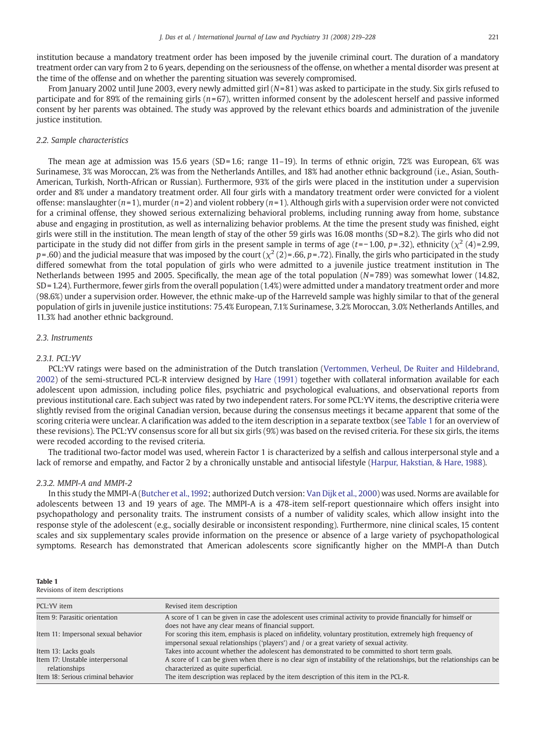institution because a mandatory treatment order has been imposed by the juvenile criminal court. The duration of a mandatory treatment order can vary from 2 to 6 years, depending on the seriousness of the offense, on whether a mental disorder was present at the time of the offense and on whether the parenting situation was severely compromised.

From January 2002 until June 2003, every newly admitted girl ($N$=81) was asked to participate in the study. Six girls refused to participate and for 89% of the remaining girls ($n$=67), written informed consent by the adolescent herself and passive informed consent by her parents was obtained. The study was approved by the relevant ethics boards and administration of the juvenile justice institution.

### 2.2. Sample characteristics

The mean age at admission was 15.6 years (SD=1.6; range 11–19). In terms of ethnic origin, 72% was European, 6% was Surinamese, 3% was Moroccan, 2% was from the Netherlands Antilles, and 18% had another ethnic background (i.e., Asian, South-American, Turkish, North-African or Russian). Furthermore, 93% of the girls were placed in the institution under a supervision order and 8% under a mandatory treatment order. All four girls with a mandatory treatment order were convicted for a violent offense: manslaughter ($n$=1), murder ($n$=2) and violent robbery ($n$=1). Although girls with a supervision order were not convicted for a criminal offense, they showed serious externalizing behavioral problems, including running away from home, substance abuse and engaging in prostitution, as well as internalizing behavior problems. At the time the present study was finished, eight girls were still in the institution. The mean length of stay of the other 59 girls was 16.08 months (SD=8.2). The girls who did not participate in the study did not differ from girls in the present sample in terms of age ($t$=−1.00, $p$=.32), ethnicity ($\chi^2$ (4)=2.99, $p$=.60) and the judicial measure that was imposed by the court ($\chi^2$ (2)=.66, $p$=.72). Finally, the girls who participated in the study differed somewhat from the total population of girls who were admitted to a juvenile justice treatment institution in The Netherlands between 1995 and 2005. Specifically, the mean age of the total population ($N$=789) was somewhat lower (14.82, SD=1.24). Furthermore, fewer girls from the overall population (1.4%) were admitted under a mandatory treatment order and more (98.6%) under a supervision order. However, the ethnic make-up of the Harreveld sample was highly similar to that of the general population of girls in juvenile justice institutions: 75.4% European, 7.1% Surinamese, 3.2% Moroccan, 3.0% Netherlands Antilles, and 11.3% had another ethnic background.

### 2.3. Instruments

#### 2.3.1. PCL:YV

PCL:YV ratings were based on the administration of the Dutch translation (Vertommen, Verheul, De Ruiter and Hildebrand, 2002) of the semi-structured PCL-R interview designed by Hare (1991) together with collateral information available for each adolescent upon admission, including police files, psychiatric and psychological evaluations, and observational reports from previous institutional care. Each subject was rated by two independent raters. For some PCL:YV items, the descriptive criteria were slightly revised from the original Canadian version, because during the consensus meetings it became apparent that some of the scoring criteria were unclear. A clarification was added to the item description in a separate textbox (see Table 1 for an overview of these revisions). The PCL:YV consensus score for all but six girls (9%) was based on the revised criteria. For these six girls, the items were recoded according to the revised criteria.

The traditional two-factor model was used, wherein Factor 1 is characterized by a selfish and callous interpersonal style and a lack of remorse and empathy, and Factor 2 by a chronically unstable and antisocial lifestyle (Harpur, Hakstian, & Hare, 1988).

#### 2.3.2. MMPI-A and MMPI-2

In this study the MMPI-A (Butcher et al., 1992; authorized Dutch version: Van Dijk et al., 2000) was used. Norms are available for adolescents between 13 and 19 years of age. The MMPI-A is a 478-item self-report questionnaire which offers insight into psychopathology and personality traits. The instrument consists of a number of validity scales, which allow insight into the response style of the adolescent (e.g., socially desirable or inconsistent responding). Furthermore, nine clinical scales, 15 content scales and six supplementary scales provide information on the presence or absence of a large variety of psychopathological symptoms. Research has demonstrated that American adolescents score significantly higher on the MMPI-A than Dutch

**Table 1**
Revisions of item descriptions

| PCL:YV item | Revised item description |
|---|---|
| Item 9: Parasitic orientation | A score of 1 can be given in case the adolescent uses criminal activity to provide financially for himself or does not have any clear means of financial support. |
| Item 11: Impersonal sexual behavior | For scoring this item, emphasis is placed on infidelity, voluntary prostitution, extremely high frequency of impersonal sexual relationships ('players') and / or a great variety of sexual activity. |
| Item 13: Lacks goals | Takes into account whether the adolescent has demonstrated to be committed to short term goals. |
| Item 17: Unstable interpersonal relationships | A score of 1 can be given when there is no clear sign of instability of the relationships, but the relationships can be characterized as quite superficial. |
| Item 18: Serious criminal behavior | The item description was replaced by the item description of this item in the PCL-R. |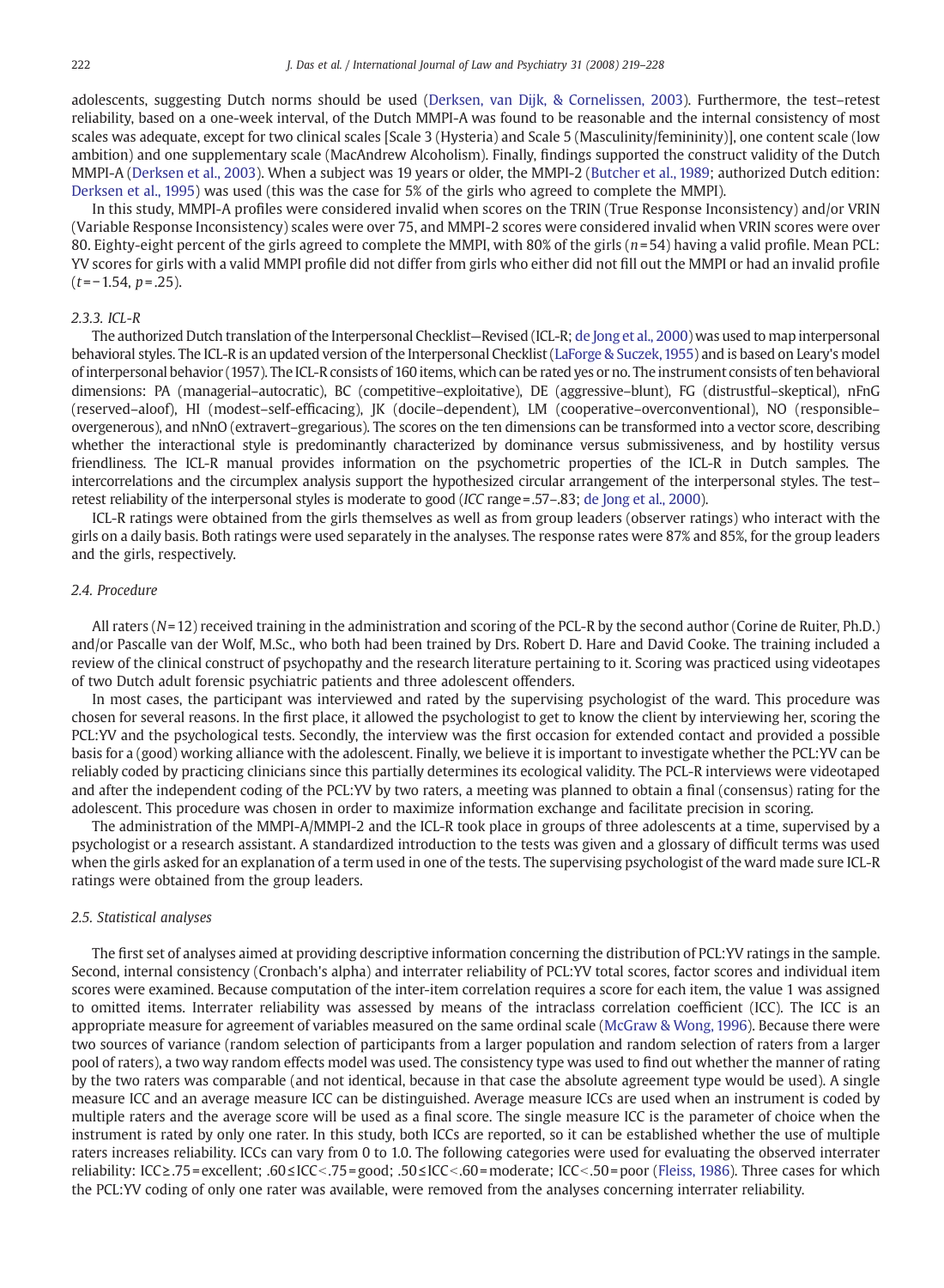adolescents, suggesting Dutch norms should be used (Derksen, van Dijk, & Cornelissen, 2003). Furthermore, the test–retest reliability, based on a one-week interval, of the Dutch MMPI-A was found to be reasonable and the internal consistency of most scales was adequate, except for two clinical scales [Scale 3 (Hysteria) and Scale 5 (Masculinity/femininity)], one content scale (low ambition) and one supplementary scale (MacAndrew Alcoholism). Finally, findings supported the construct validity of the Dutch MMPI-A (Derksen et al., 2003). When a subject was 19 years or older, the MMPI-2 (Butcher et al., 1989; authorized Dutch edition: Derksen et al., 1995) was used (this was the case for 5% of the girls who agreed to complete the MMPI).

In this study, MMPI-A profiles were considered invalid when scores on the TRIN (True Response Inconsistency) and/or VRIN (Variable Response Inconsistency) scales were over 75, and MMPI-2 scores were considered invalid when VRIN scores were over 80. Eighty-eight percent of the girls agreed to complete the MMPI, with 80% of the girls ($n=54$) having a valid profile. Mean PCL:YV scores for girls with a valid MMPI profile did not differ from girls who either did not fill out the MMPI or had an invalid profile ($t=-1.54$, $p=.25$).

#### 2.3.3. ICL-R

The authorized Dutch translation of the Interpersonal Checklist—Revised (ICL-R; de Jong et al., 2000) was used to map interpersonal behavioral styles. The ICL-R is an updated version of the Interpersonal Checklist (LaForge & Suczek, 1955) and is based on Leary's model of interpersonal behavior (1957). The ICL-R consists of 160 items, which can be rated yes or no. The instrument consists of ten behavioral dimensions: PA (managerial–autocratic), BC (competitive–exploitative), DE (aggressive–blunt), FG (distrustful–skeptical), nFnG (reserved–aloof), HI (modest–self-efficacing), JK (docile–dependent), LM (cooperative–overconventional), NO (responsible–overgenerous), and nNnO (extravert–gregarious). The scores on the ten dimensions can be transformed into a vector score, describing whether the interactional style is predominantly characterized by dominance versus submissiveness, and by hostility versus friendliness. The ICL-R manual provides information on the psychometric properties of the ICL-R in Dutch samples. The intercorrelations and the circumplex analysis support the hypothesized circular arrangement of the interpersonal styles. The test–retest reliability of the interpersonal styles is moderate to good (*ICC* range = .57–.83; de Jong et al., 2000).

ICL-R ratings were obtained from the girls themselves as well as from group leaders (observer ratings) who interact with the girls on a daily basis. Both ratings were used separately in the analyses. The response rates were 87% and 85%, for the group leaders and the girls, respectively.

### 2.4. Procedure

All raters ($N=12$) received training in the administration and scoring of the PCL-R by the second author (Corine de Ruiter, Ph.D.) and/or Pascalle van der Wolf, M.Sc., who both had been trained by Drs. Robert D. Hare and David Cooke. The training included a review of the clinical construct of psychopathy and the research literature pertaining to it. Scoring was practiced using videotapes of two Dutch adult forensic psychiatric patients and three adolescent offenders.

In most cases, the participant was interviewed and rated by the supervising psychologist of the ward. This procedure was chosen for several reasons. In the first place, it allowed the psychologist to get to know the client by interviewing her, scoring the PCL:YV and the psychological tests. Secondly, the interview was the first occasion for extended contact and provided a possible basis for a (good) working alliance with the adolescent. Finally, we believe it is important to investigate whether the PCL:YV can be reliably coded by practicing clinicians since this partially determines its ecological validity. The PCL-R interviews were videotaped and after the independent coding of the PCL:YV by two raters, a meeting was planned to obtain a final (consensus) rating for the adolescent. This procedure was chosen in order to maximize information exchange and facilitate precision in scoring.

The administration of the MMPI-A/MMPI-2 and the ICL-R took place in groups of three adolescents at a time, supervised by a psychologist or a research assistant. A standardized introduction to the tests was given and a glossary of difficult terms was used when the girls asked for an explanation of a term used in one of the tests. The supervising psychologist of the ward made sure ICL-R ratings were obtained from the group leaders.

### 2.5. Statistical analyses

The first set of analyses aimed at providing descriptive information concerning the distribution of PCL:YV ratings in the sample. Second, internal consistency (Cronbach's alpha) and interrater reliability of PCL:YV total scores, factor scores and individual item scores were examined. Because computation of the inter-item correlation requires a score for each item, the value 1 was assigned to omitted items. Interrater reliability was assessed by means of the intraclass correlation coefficient (ICC). The ICC is an appropriate measure for agreement of variables measured on the same ordinal scale (McGraw & Wong, 1996). Because there were two sources of variance (random selection of participants from a larger population and random selection of raters from a larger pool of raters), a two way random effects model was used. The consistency type was used to find out whether the manner of rating by the two raters was comparable (and not identical, because in that case the absolute agreement type would be used). A single measure ICC and an average measure ICC can be distinguished. Average measure ICCs are used when an instrument is coded by multiple raters and the average score will be used as a final score. The single measure ICC is the parameter of choice when the instrument is rated by only one rater. In this study, both ICCs are reported, so it can be established whether the use of multiple raters increases reliability. ICCs can vary from 0 to 1.0. The following categories were used for evaluating the observed interrater reliability: ICC ≥ .75 = excellent; .60 ≤ ICC < .75 = good; .50 ≤ ICC < .60 = moderate; ICC < .50 = poor (Fleiss, 1986). Three cases for which the PCL:YV coding of only one rater was available, were removed from the analyses concerning interrater reliability.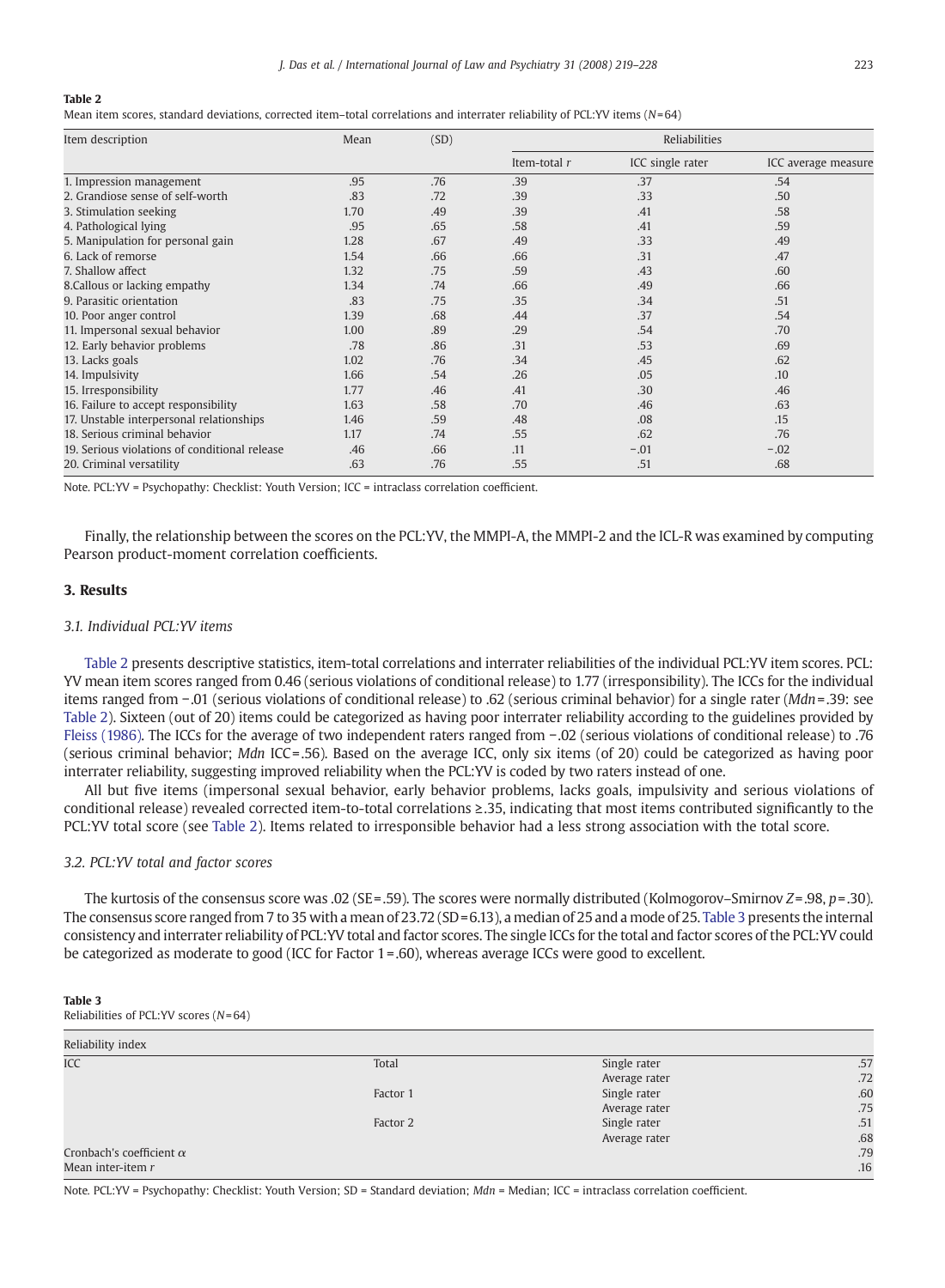**Table 2**
Mean item scores, standard deviations, corrected item–total correlations and interrater reliability of PCL:YV items ($N$=64)

| Item description | Mean | (SD) | Reliabilities | | |
|---|---|---|---|---|---|
| | | | Item-total $r$ | ICC single rater | ICC average measure |
| 1. Impression management | .95 | .76 | .39 | .37 | .54 |
| 2. Grandiose sense of self-worth | .83 | .72 | .39 | .33 | .50 |
| 3. Stimulation seeking | 1.70 | .49 | .39 | .41 | .58 |
| 4. Pathological lying | .95 | .65 | .58 | .41 | .59 |
| 5. Manipulation for personal gain | 1.28 | .67 | .49 | .33 | .49 |
| 6. Lack of remorse | 1.54 | .66 | .66 | .31 | .47 |
| 7. Shallow affect | 1.32 | .75 | .59 | .43 | .60 |
| 8.Callous or lacking empathy | 1.34 | .74 | .66 | .49 | .66 |
| 9. Parasitic orientation | .83 | .75 | .35 | .34 | .51 |
| 10. Poor anger control | 1.39 | .68 | .44 | .37 | .54 |
| 11. Impersonal sexual behavior | 1.00 | .89 | .29 | .54 | .70 |
| 12. Early behavior problems | .78 | .86 | .31 | .53 | .69 |
| 13. Lacks goals | 1.02 | .76 | .34 | .45 | .62 |
| 14. Impulsivity | 1.66 | .54 | .26 | .05 | .10 |
| 15. Irresponsibility | 1.77 | .46 | .41 | .30 | .46 |
| 16. Failure to accept responsibility | 1.63 | .58 | .70 | .46 | .63 |
| 17. Unstable interpersonal relationships | 1.46 | .59 | .48 | .08 | .15 |
| 18. Serious criminal behavior | 1.17 | .74 | .55 | .62 | .76 |
| 19. Serious violations of conditional release | .46 | .66 | .11 | −.01 | −.02 |
| 20. Criminal versatility | .63 | .76 | .55 | .51 | .68 |

Note. PCL:YV = Psychopathy: Checklist: Youth Version; ICC = intraclass correlation coefficient.

Finally, the relationship between the scores on the PCL:YV, the MMPI-A, the MMPI-2 and the ICL-R was examined by computing Pearson product-moment correlation coefficients.

## 3. Results

### 3.1. Individual PCL:YV items

Table 2 presents descriptive statistics, item-total correlations and interrater reliabilities of the individual PCL:YV item scores. PCL: YV mean item scores ranged from 0.46 (serious violations of conditional release) to 1.77 (irresponsibility). The ICCs for the individual items ranged from −.01 (serious violations of conditional release) to .62 (serious criminal behavior) for a single rater (*Mdn*=.39: see Table 2). Sixteen (out of 20) items could be categorized as having poor interrater reliability according to the guidelines provided by Fleiss (1986). The ICCs for the average of two independent raters ranged from −.02 (serious violations of conditional release) to .76 (serious criminal behavior; *Mdn* ICC=.56). Based on the average ICC, only six items (of 20) could be categorized as having poor interrater reliability, suggesting improved reliability when the PCL:YV is coded by two raters instead of one.

All but five items (impersonal sexual behavior, early behavior problems, lacks goals, impulsivity and serious violations of conditional release) revealed corrected item-to-total correlations ≥.35, indicating that most items contributed significantly to the PCL:YV total score (see Table 2). Items related to irresponsible behavior had a less strong association with the total score.

### 3.2. PCL:YV total and factor scores

The kurtosis of the consensus score was .02 (SE=.59). The scores were normally distributed (Kolmogorov–Smirnov $Z$=.98, $p$=.30). The consensus score ranged from 7 to 35 with a mean of 23.72 (SD=6.13), a median of 25 and a mode of 25. Table 3 presents the internal consistency and interrater reliability of PCL:YV total and factor scores. The single ICCs for the total and factor scores of the PCL:YV could be categorized as moderate to good (ICC for Factor 1=.60), whereas average ICCs were good to excellent.

**Table 3**
Reliabilities of PCL:YV scores ($N$=64)

| Reliability index | | | |
|---|---|---|---|
| ICC | Total | Single rater | .57 |
| | | Average rater | .72 |
| | Factor 1 | Single rater | .60 |
| | | Average rater | .75 |
| | Factor 2 | Single rater | .51 |
| | | Average rater | .68 |
| Cronbach's coefficient $\alpha$ | | | .79 |
| Mean inter-item $r$ | | | .16 |

Note. PCL:YV = Psychopathy: Checklist: Youth Version; SD = Standard deviation; *Mdn* = Median; ICC = intraclass correlation coefficient.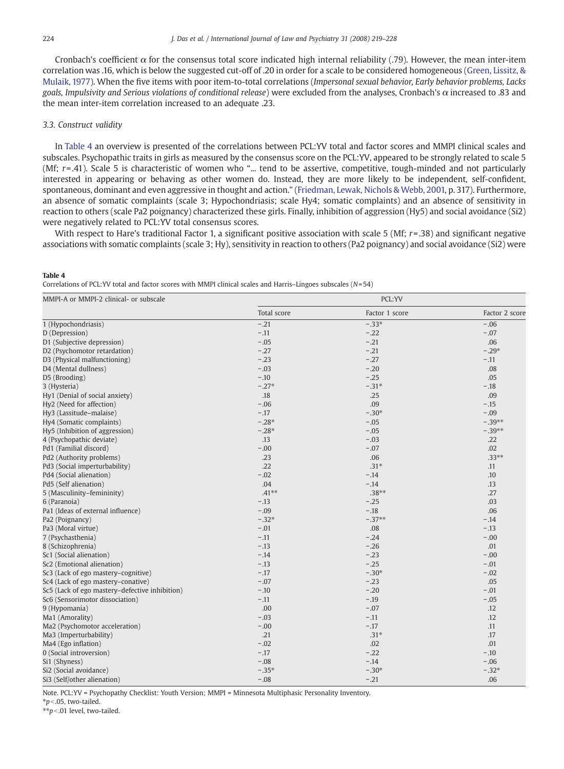Cronbach's coefficient $\alpha$ for the consensus total score indicated high internal reliability (.79). However, the mean inter-item correlation was .16, which is below the suggested cut-off of .20 in order for a scale to be considered homogeneous (Green, Lissitz, & Mulaik, 1977). When the five items with poor item-to-total correlations (*Impersonal sexual behavior, Early behavior problems, Lacks goals, Impulsivity and Serious violations of conditional release*) were excluded from the analyses, Cronbach's $\alpha$ increased to .83 and the mean inter-item correlation increased to an adequate .23.

### 3.3. Construct validity

In Table 4 an overview is presented of the correlations between PCL:YV total and factor scores and MMPI clinical scales and subscales. Psychopathic traits in girls as measured by the consensus score on the PCL:YV, appeared to be strongly related to scale 5 (Mf; $r$=.41). Scale 5 is characteristic of women who "... tend to be assertive, competitive, tough-minded and not particularly interested in appearing or behaving as other women do. Instead, they are more likely to be independent, self-confident, spontaneous, dominant and even aggressive in thought and action." (Friedman, Lewak, Nichols & Webb, 2001, p. 317). Furthermore, an absence of somatic complaints (scale 3; Hypochondriasis; scale Hy4; somatic complaints) and an absence of sensitivity in reaction to others (scale Pa2 poignancy) characterized these girls. Finally, inhibition of aggression (Hy5) and social avoidance (Si2) were negatively related to PCL:YV total consensus scores.

With respect to Hare's traditional Factor 1, a significant positive association with scale 5 (Mf; $r$=.38) and significant negative associations with somatic complaints (scale 3; Hy), sensitivity in reaction to others (Pa2 poignancy) and social avoidance (Si2) were

**Table 4**
Correlations of PCL:YV total and factor scores with MMPI clinical scales and Harris–Lingoes subscales ($N$=54)

| MMPI-A or MMPI-2 clinical- or subscale | PCL:YV | | |
|---|---|---|---|
| | Total score | Factor 1 score | Factor 2 score |
| 1 (Hypochondriasis) | −.21 | −.33* | −.06 |
| D (Depression) | −.11 | −.22 | −.07 |
| D1 (Subjective depression) | −.05 | −.21 | .06 |
| D2 (Psychomotor retardation) | −.27 | −.21 | −.29* |
| D3 (Physical malfunctioning) | −.23 | −.27 | −.11 |
| D4 (Mental dullness) | −.03 | −.20 | .08 |
| D5 (Brooding) | −.10 | −.25 | .05 |
| 3 (Hysteria) | −.27* | −.31* | −.18 |
| Hy1 (Denial of social anxiety) | .18 | .25 | .09 |
| Hy2 (Need for affection) | −.06 | .09 | −.15 |
| Hy3 (Lassitude–malaise) | −.17 | −.30* | −.09 |
| Hy4 (Somatic complaints) | −.28* | −.05 | −.39** |
| Hy5 (Inhibition of aggression) | −.28* | −.05 | −.39** |
| 4 (Psychopathic deviate) | .13 | −.03 | .22 |
| Pd1 (Familial discord) | −.00 | −.07 | .02 |
| Pd2 (Authority problems) | .23 | .06 | .33** |
| Pd3 (Social imperturbability) | .22 | .31* | .11 |
| Pd4 (Social alienation) | −.02 | −.14 | .10 |
| Pd5 (Self alienation) | .04 | −.14 | .13 |
| 5 (Masculinity–femininity) | .41** | .38** | .27 |
| 6 (Paranoia) | −.13 | −.25 | .03 |
| Pa1 (Ideas of external influence) | −.09 | −.18 | .06 |
| Pa2 (Poignancy) | −.32* | −.37** | −.14 |
| Pa3 (Moral virtue) | −.01 | .08 | −.13 |
| 7 (Psychasthenia) | −.11 | −.24 | −.00 |
| 8 (Schizophrenia) | −.13 | −.26 | .01 |
| Sc1 (Social alienation) | −.14 | −.23 | −.00 |
| Sc2 (Emotional alienation) | −.13 | −.25 | −.01 |
| Sc3 (Lack of ego mastery–cognitive) | −.17 | −.30* | −.02 |
| Sc4 (Lack of ego mastery–conative) | −.07 | −.23 | .05 |
| Sc5 (Lack of ego mastery–defective inhibition) | −.10 | −.20 | −.01 |
| Sc6 (Sensorimotor dissociation) | −.11 | −.19 | −.05 |
| 9 (Hypomania) | .00 | −.07 | .12 |
| Ma1 (Amorality) | −.03 | −.11 | .12 |
| Ma2 (Psychomotor acceleration) | −.00 | −.17 | .11 |
| Ma3 (Imperturbability) | .21 | .31* | .17 |
| Ma4 (Ego inflation) | −.02 | .02 | .01 |
| 0 (Social introversion) | −.17 | −.22 | −.10 |
| Si1 (Shyness) | −.08 | −.14 | −.06 |
| Si2 (Social avoidance) | −.35* | −.30* | −.32* |
| Si3 (Self/other alienation) | −.08 | −.21 | .06 |

Note. PCL:YV = Psychopathy Checklist: Youth Version; MMPI = Minnesota Multiphasic Personality Inventory.
*$p$<.05, two-tailed.
**$p$<.01 level, two-tailed.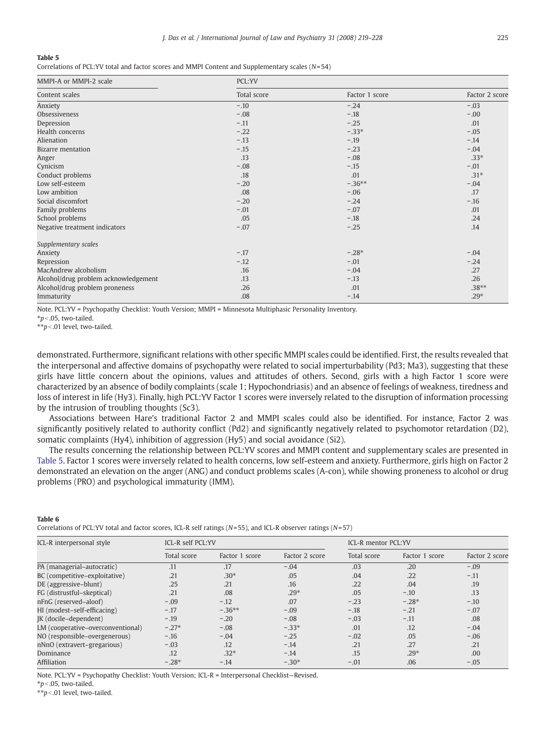**Table 5**
Correlations of PCL:YV total and factor scores and MMPI Content and Supplementary scales ($N$=54)

| MMPI-A or MMPI-2 scale | PCL:YV | | |
|---|---|---|---|
| Content scales | Total score | Factor 1 score | Factor 2 score |
| Anxiety | −.10 | −.24 | −.03 |
| Obsessiveness | −.08 | −.18 | −.00 |
| Depression | −.11 | −.25 | .01 |
| Health concerns | −.22 | −.33* | −.05 |
| Alienation | −.13 | −.19 | −.14 |
| Bizarre mentation | −.15 | −.23 | −.04 |
| Anger | .13 | −.08 | .33* |
| Cynicism | −.08 | −.15 | −.01 |
| Conduct problems | .18 | .01 | .31* |
| Low self-esteem | −.20 | −.36** | −.04 |
| Low ambition | .08 | −.06 | .17 |
| Social discomfort | −.20 | −.24 | −.16 |
| Family problems | −.01 | −.07 | .01 |
| School problems | .05 | −.18 | .24 |
| Negative treatment indicators | −.07 | −.25 | .14 |
| *Supplementary scales* | | | |
| Anxiety | −.17 | −.28* | −.04 |
| Repression | −.12 | −.01 | −.24 |
| MacAndrew alcoholism | .16 | −.04 | .27 |
| Alcohol/drug problem acknowledgement | .13 | −.13 | .26 |
| Alcohol/drug problem proneness | .26 | .01 | .38** |
| Immaturity | .08 | −.14 | .29* |

Note. PCL:YV = Psychopathy Checklist: Youth Version; MMPI = Minnesota Multiphasic Personality Inventory.
*$p$<.05, two-tailed.
**$p$<.01 level, two-tailed.

demonstrated. Furthermore, significant relations with other specific MMPI scales could be identified. First, the results revealed that the interpersonal and affective domains of psychopathy were related to social imperturbability (Pd3; Ma3), suggesting that these girls have little concern about the opinions, values and attitudes of others. Second, girls with a high Factor 1 score were characterized by an absence of bodily complaints (scale 1; Hypochondriasis) and an absence of feelings of weakness, tiredness and loss of interest in life (Hy3). Finally, high PCL:YV Factor 1 scores were inversely related to the disruption of information processing by the intrusion of troubling thoughts (Sc3).

Associations between Hare's traditional Factor 2 and MMPI scales could also be identified. For instance, Factor 2 was significantly positively related to authority conflict (Pd2) and significantly negatively related to psychomotor retardation (D2), somatic complaints (Hy4), inhibition of aggression (Hy5) and social avoidance (Si2).

The results concerning the relationship between PCL:YV scores and MMPI content and supplementary scales are presented in Table 5. Factor 1 scores were inversely related to health concerns, low self-esteem and anxiety. Furthermore, girls high on Factor 2 demonstrated an elevation on the anger (ANG) and conduct problems scales (A-con), while showing proneness to alcohol or drug problems (PRO) and psychological immaturity (IMM).

**Table 6**
Correlations of PCL:YV total and factor scores, ICL-R self ratings ($N$=55), and ICL-R observer ratings ($N$=57)

| ICL-R interpersonal style | ICL-R self PCL:YV | | | ICL-R mentor PCL:YV | | |
|---|---|---|---|---|---|---|
| | Total score | Factor 1 score | Factor 2 score | Total score | Factor 1 score | Factor 2 score |
| PA (managerial–autocratic) | .11 | .17 | −.04 | .03 | .20 | −.09 |
| BC (competitive–exploitative) | .21 | .30* | .05 | .04 | .22 | −.11 |
| DE (aggressive–blunt) | .25 | .21 | .16 | .22 | .04 | .19 |
| FG (distrustful–skeptical) | .21 | .08 | .29* | .05 | −.10 | .13 |
| nFnG (reserved–aloof) | −.09 | −.12 | .07 | −.23 | −.28* | −.10 |
| HI (modest–self-efficacing) | −.17 | −.36** | −.09 | −.18 | −.21 | −.07 |
| JK (docile–dependent) | −.19 | −.20 | −.08 | −.03 | −.11 | .08 |
| LM (cooperative–overconventional) | −.27* | −.08 | −.33* | .01 | .12 | −.04 |
| NO (responsible–overgenerous) | −.16 | −.04 | −.25 | −.02 | .05 | −.06 |
| nNnO (extravert–gregarious) | −.03 | .12 | −.14 | .21 | .27 | .21 |
| Dominance | .12 | .32* | −.14 | .15 | .29* | .00 |
| Affiliation | −.28* | −.14 | −.30* | −.01 | .06 | −.05 |

Note. PCL:YV = Psychopathy Checklist: Youth Version; ICL-R = Interpersonal Checklist—Revised.
*$p$<.05, two-tailed.
**$p$<.01 level, two-tailed.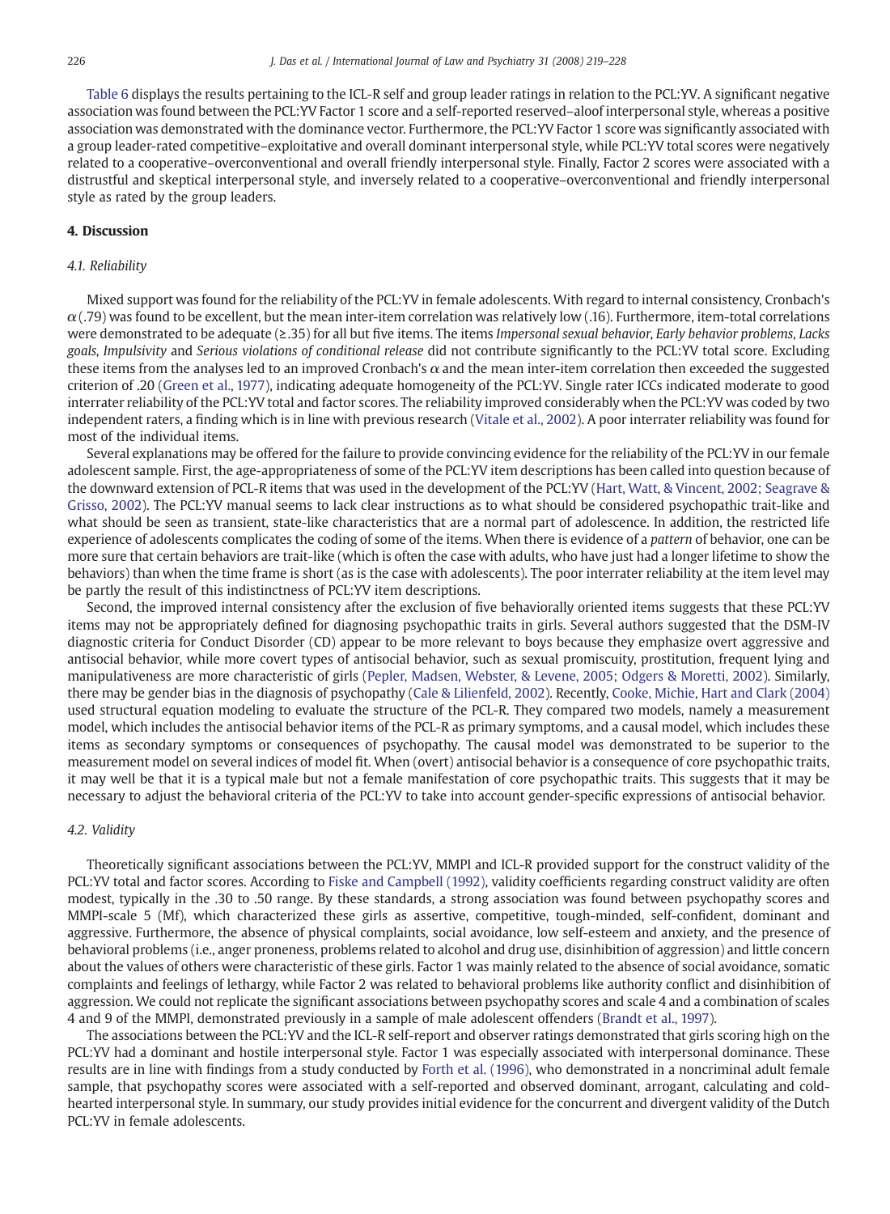Table 6 displays the results pertaining to the ICL-R self and group leader ratings in relation to the PCL:YV. A significant negative association was found between the PCL:YV Factor 1 score and a self-reported reserved–aloof interpersonal style, whereas a positive association was demonstrated with the dominance vector. Furthermore, the PCL:YV Factor 1 score was significantly associated with a group leader-rated competitive–exploitative and overall dominant interpersonal style, while PCL:YV total scores were negatively related to a cooperative–overconventional and overall friendly interpersonal style. Finally, Factor 2 scores were associated with a distrustful and skeptical interpersonal style, and inversely related to a cooperative–overconventional and friendly interpersonal style as rated by the group leaders.

## 4. Discussion

### 4.1. Reliability

Mixed support was found for the reliability of the PCL:YV in female adolescents. With regard to internal consistency, Cronbach's $\alpha$ (.79) was found to be excellent, but the mean inter-item correlation was relatively low (.16). Furthermore, item-total correlations were demonstrated to be adequate (≥.35) for all but five items. The items *Impersonal sexual behavior*, *Early behavior problems*, *Lacks goals*, *Impulsivity* and *Serious violations of conditional release* did not contribute significantly to the PCL:YV total score. Excluding these items from the analyses led to an improved Cronbach's $\alpha$ and the mean inter-item correlation then exceeded the suggested criterion of .20 (Green et al., 1977), indicating adequate homogeneity of the PCL:YV. Single rater ICCs indicated moderate to good interrater reliability of the PCL:YV total and factor scores. The reliability improved considerably when the PCL:YV was coded by two independent raters, a finding which is in line with previous research (Vitale et al., 2002). A poor interrater reliability was found for most of the individual items.

Several explanations may be offered for the failure to provide convincing evidence for the reliability of the PCL:YV in our female adolescent sample. First, the age-appropriateness of some of the PCL:YV item descriptions has been called into question because of the downward extension of PCL-R items that was used in the development of the PCL:YV (Hart, Watt, & Vincent, 2002; Seagrave & Grisso, 2002). The PCL:YV manual seems to lack clear instructions as to what should be considered psychopathic trait-like and what should be seen as transient, state-like characteristics that are a normal part of adolescence. In addition, the restricted life experience of adolescents complicates the coding of some of the items. When there is evidence of a *pattern* of behavior, one can be more sure that certain behaviors are trait-like (which is often the case with adults, who have just had a longer lifetime to show the behaviors) than when the time frame is short (as is the case with adolescents). The poor interrater reliability at the item level may be partly the result of this indistinctness of PCL:YV item descriptions.

Second, the improved internal consistency after the exclusion of five behaviorally oriented items suggests that these PCL:YV items may not be appropriately defined for diagnosing psychopathic traits in girls. Several authors suggested that the DSM-IV diagnostic criteria for Conduct Disorder (CD) appear to be more relevant to boys because they emphasize overt aggressive and antisocial behavior, while more covert types of antisocial behavior, such as sexual promiscuity, prostitution, frequent lying and manipulativeness are more characteristic of girls (Pepler, Madsen, Webster, & Levene, 2005; Odgers & Moretti, 2002). Similarly, there may be gender bias in the diagnosis of psychopathy (Cale & Lilienfeld, 2002). Recently, Cooke, Michie, Hart and Clark (2004) used structural equation modeling to evaluate the structure of the PCL-R. They compared two models, namely a measurement model, which includes the antisocial behavior items of the PCL-R as primary symptoms, and a causal model, which includes these items as secondary symptoms or consequences of psychopathy. The causal model was demonstrated to be superior to the measurement model on several indices of model fit. When (overt) antisocial behavior is a consequence of core psychopathic traits, it may well be that it is a typical male but not a female manifestation of core psychopathic traits. This suggests that it may be necessary to adjust the behavioral criteria of the PCL:YV to take into account gender-specific expressions of antisocial behavior.

### 4.2. Validity

Theoretically significant associations between the PCL:YV, MMPI and ICL-R provided support for the construct validity of the PCL:YV total and factor scores. According to Fiske and Campbell (1992), validity coefficients regarding construct validity are often modest, typically in the .30 to .50 range. By these standards, a strong association was found between psychopathy scores and MMPI-scale 5 (Mf), which characterized these girls as assertive, competitive, tough-minded, self-confident, dominant and aggressive. Furthermore, the absence of physical complaints, social avoidance, low self-esteem and anxiety, and the presence of behavioral problems (i.e., anger proneness, problems related to alcohol and drug use, disinhibition of aggression) and little concern about the values of others were characteristic of these girls. Factor 1 was mainly related to the absence of social avoidance, somatic complaints and feelings of lethargy, while Factor 2 was related to behavioral problems like authority conflict and disinhibition of aggression. We could not replicate the significant associations between psychopathy scores and scale 4 and a combination of scales 4 and 9 of the MMPI, demonstrated previously in a sample of male adolescent offenders (Brandt et al., 1997).

The associations between the PCL:YV and the ICL-R self-report and observer ratings demonstrated that girls scoring high on the PCL:YV had a dominant and hostile interpersonal style. Factor 1 was especially associated with interpersonal dominance. These results are in line with findings from a study conducted by Forth et al. (1996), who demonstrated in a noncriminal adult female sample, that psychopathy scores were associated with a self-reported and observed dominant, arrogant, calculating and cold-hearted interpersonal style. In summary, our study provides initial evidence for the concurrent and divergent validity of the Dutch PCL:YV in female adolescents.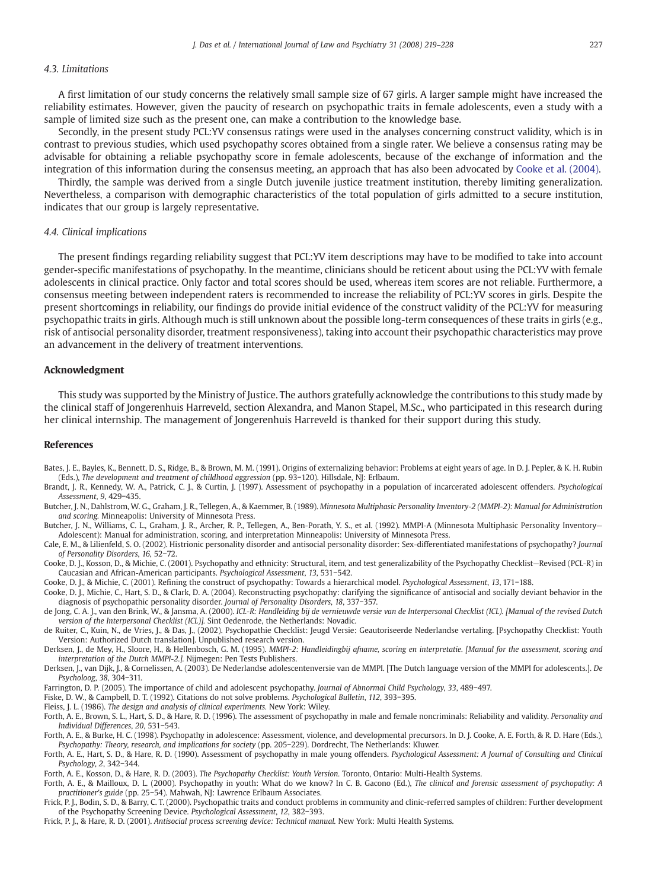### 4.3. Limitations

A first limitation of our study concerns the relatively small sample size of 67 girls. A larger sample might have increased the reliability estimates. However, given the paucity of research on psychopathic traits in female adolescents, even a study with a sample of limited size such as the present one, can make a contribution to the knowledge base.

Secondly, in the present study PCL:YV consensus ratings were used in the analyses concerning construct validity, which is in contrast to previous studies, which used psychopathy scores obtained from a single rater. We believe a consensus rating may be advisable for obtaining a reliable psychopathy score in female adolescents, because of the exchange of information and the integration of this information during the consensus meeting, an approach that has also been advocated by Cooke et al. (2004).

Thirdly, the sample was derived from a single Dutch juvenile justice treatment institution, thereby limiting generalization. Nevertheless, a comparison with demographic characteristics of the total population of girls admitted to a secure institution, indicates that our group is largely representative.

### 4.4. Clinical implications

The present findings regarding reliability suggest that PCL:YV item descriptions may have to be modified to take into account gender-specific manifestations of psychopathy. In the meantime, clinicians should be reticent about using the PCL:YV with female adolescents in clinical practice. Only factor and total scores should be used, whereas item scores are not reliable. Furthermore, a consensus meeting between independent raters is recommended to increase the reliability of PCL:YV scores in girls. Despite the present shortcomings in reliability, our findings do provide initial evidence of the construct validity of the PCL:YV for measuring psychopathic traits in girls. Although much is still unknown about the possible long-term consequences of these traits in girls (e.g., risk of antisocial personality disorder, treatment responsiveness), taking into account their psychopathic characteristics may prove an advancement in the delivery of treatment interventions.

## Acknowledgment

This study was supported by the Ministry of Justice. The authors gratefully acknowledge the contributions to this study made by the clinical staff of Jongerenhuis Harreveld, section Alexandra, and Manon Stapel, M.Sc., who participated in this research during her clinical internship. The management of Jongerenhuis Harreveld is thanked for their support during this study.

## References

Bates, J. E., Bayles, K., Bennett, D. S., Ridge, B., & Brown, M. M. (1991). Origins of externalizing behavior: Problems at eight years of age. In D. J. Pepler, & K. H. Rubin (Eds.), *The development and treatment of childhood aggression* (pp. 93−120). Hillsdale, NJ: Erlbaum.

Brandt, J. R., Kennedy, W. A., Patrick, C. J., & Curtin, J. (1997). Assessment of psychopathy in a population of incarcerated adolescent offenders. *Psychological Assessment*, *9*, 429−435.

Butcher, J. N., Dahlstrom, W. G., Graham, J. R., Tellegen, A., & Kaemmer, B. (1989). *Minnesota Multiphasic Personality Inventory-2 (MMPI-2): Manual for Administration and scoring.* Minneapolis: University of Minnesota Press.

Butcher, J. N., Williams, C. L., Graham, J. R., Archer, R. P., Tellegen, A., Ben-Porath, Y. S., et al. (1992). MMPI-A (Minnesota Multiphasic Personality Inventory—Adolescent): Manual for administration, scoring, and interpretation Minneapolis: University of Minnesota Press.

Cale, E. M., & Lilienfeld, S. O. (2002). Histrionic personality disorder and antisocial personality disorder: Sex-differentiated manifestations of psychopathy? *Journal of Personality Disorders*, *16*, 52−72.

Cooke, D. J., Kosson, D., & Michie, C. (2001). Psychopathy and ethnicity: Structural, item, and test generalizability of the Psychopathy Checklist—Revised (PCL-R) in Caucasian and African-American participants. *Psychological Assessment*, *13*, 531−542.

Cooke, D. J., & Michie, C. (2001). Refining the construct of psychopathy: Towards a hierarchical model. *Psychological Assessment*, *13*, 171−188.

Cooke, D. J., Michie, C., Hart, S. D., & Clark, D. A. (2004). Reconstructing psychopathy: clarifying the significance of antisocial and socially deviant behavior in the diagnosis of psychopathic personality disorder. *Journal of Personality Disorders*, *18*, 337−357.

de Jong, C. A. J., van den Brink, W., & Jansma, A. (2000). *ICL-R: Handleiding bij de vernieuwde versie van de Interpersonal Checklist (ICL). [Manual of the revised Dutch version of the Interpersonal Checklist (ICL)].* Sint Oedenrode, the Netherlands: Novadic.

de Ruiter, C., Kuin, N., de Vries, J., & Das, J., (2002). Psychopathie Checklist: Jeugd Versie: Geautoriseerde Nederlandse vertaling. [Psychopathy Checklist: Youth Version: Authorized Dutch translation]. Unpublished research version.

Derksen, J., de Mey, H., Sloore, H., & Hellenbosch, G. M. (1995). *MMPI-2: Handleidingbij afname, scoring en interpretatie. [Manual for the assessment, scoring and interpretation of the Dutch MMPI-2.].* Nijmegen: Pen Tests Publishers.

Derksen, J., van Dijk, J., & Cornelissen, A. (2003). De Nederlandse adolescentenversie van de MMPI. [The Dutch language version of the MMPI for adolescents.]. *De Psycholoog*, *38*, 304−311.

Farrington, D. P. (2005). The importance of child and adolescent psychopathy. *Journal of Abnormal Child Psychology*, *33*, 489−497.

Fiske, D. W., & Campbell, D. T. (1992). Citations do not solve problems. *Psychological Bulletin*, *112*, 393−395.

Fleiss, J. L. (1986). *The design and analysis of clinical experiments.* New York: Wiley.

Forth, A. E., Brown, S. L., Hart, S. D., & Hare, R. D. (1996). The assessment of psychopathy in male and female noncriminals: Reliability and validity. *Personality and Individual Differences*, *20*, 531−543.

Forth, A. E., & Burke, H. C. (1998). Psychopathy in adolescence: Assessment, violence, and developmental precursors. In D. J. Cooke, A. E. Forth, & R. D. Hare (Eds.), *Psychopathy: Theory, research, and implications for society* (pp. 205−229). Dordrecht, The Netherlands: Kluwer.

Forth, A. E., Hart, S. D., & Hare, R. D. (1990). Assessment of psychopathy in male young offenders. *Psychological Assessment: A Journal of Consulting and Clinical Psychology*, *2*, 342−344.

Forth, A. E., Kosson, D., & Hare, R. D. (2003). *The Psychopathy Checklist: Youth Version.* Toronto, Ontario: Multi-Health Systems.

Forth, A. E., & Mailloux, D. L. (2000). Psychopathy in youth: What do we know? In C. B. Gacono (Ed.), *The clinical and forensic assessment of psychopathy: A practitioner's guide* (pp. 25−54). Mahwah, NJ: Lawrence Erlbaum Associates.

Frick, P. J., Bodin, S. D., & Barry, C. T. (2000). Psychopathic traits and conduct problems in community and clinic-referred samples of children: Further development of the Psychopathy Screening Device. *Psychological Assessment*, *12*, 382−393.

Frick, P. J., & Hare, R. D. (2001). *Antisocial process screening device: Technical manual.* New York: Multi Health Systems.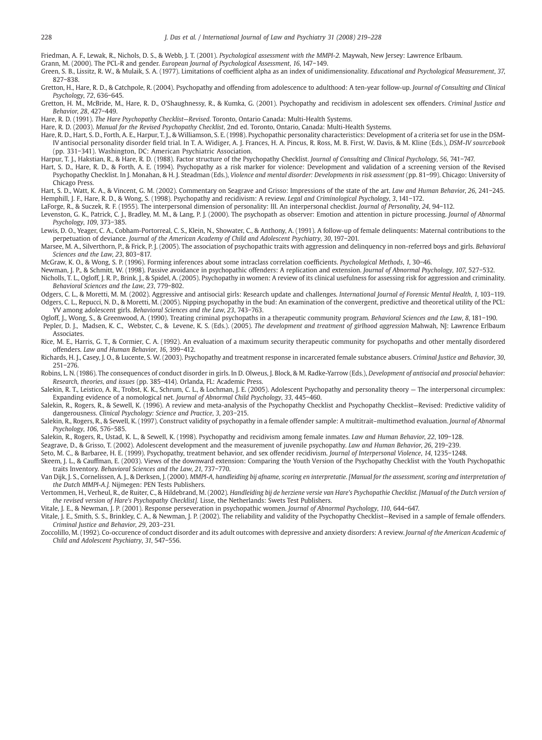Friedman, A. F., Lewak, R., Nichols, D. S., & Webb, J. T. (2001). *Psychological assessment with the MMPI-2.* Maywah, New Jersey: Lawrence Erlbaum.

Grann, M. (2000). The PCL-R and gender. *European Journal of Psychological Assessment*, *16*, 147–149.

Green, S. B., Lissitz, R. W., & Mulaik, S. A. (1977). Limitations of coefficient alpha as an index of unidimensionality. *Educational and Psychological Measurement*, *37*, 827–838.

Gretton, H., Hare, R. D., & Catchpole, R. (2004). Psychopathy and offending from adolescence to adulthood: A ten-year follow-up. *Journal of Consulting and Clinical Psychology*, *72*, 636–645.

Gretton, H. M., McBride, M., Hare, R. D., O'Shaughnessy, R., & Kumka, G. (2001). Psychopathy and recidivism in adolescent sex offenders. *Criminal Justice and Behavior*, *28*, 427–449.

Hare, R. D. (1991). *The Hare Psychopathy Checklist—Revised.* Toronto, Ontario Canada: Multi-Health Systems.

Hare, R. D. (2003). *Manual for the Revised Psychopathy Checklist*, 2nd ed. Toronto, Ontario, Canada: Multi-Health Systems.

Hare, R. D., Hart, S. D., Forth, A. E., Harpur, T. J., & Williamson, S. E. (1998). Psychopathic personality characteristics: Development of a criteria set for use in the DSM-IV antisocial personality disorder field trial. In T. A. Widiger, A. J. Frances, H. A. Pincus, R. Ross, M. B. First, W. Davis, & M. Kline (Eds.), *DSM-IV sourcebook* (pp. 331–341). Washington, DC: American Psychiatric Association.

Harpur, T. J., Hakstian, R., & Hare, R. D. (1988). Factor structure of the Psychopathy Checklist. *Journal of Consulting and Clinical Psychology*, *56*, 741–747.

Hart, S. D., Hare, R. D., & Forth, A. E. (1994). Psychopathy as a risk marker for violence: Development and validation of a screening version of the Revised Psychopathy Checklist. In J. Monahan, & H. J. Steadman (Eds.), *Violence and mental disorder: Developments in risk assessment* (pp. 81–99). Chicago: University of Chicago Press.

Hart, S. D., Watt, K. A., & Vincent, G. M. (2002). Commentary on Seagrave and Grisso: Impressions of the state of the art. *Law and Human Behavior*, *26*, 241–245.

Hemphill, J. F., Hare, R. D., & Wong, S. (1998). Psychopathy and recidivism: A review. *Legal and Criminological Psychology*, *3*, 141–172.

LaForge, R., & Suczek, R. F. (1955). The interpersonal dimension of personality: III. An interpersonal checklist. *Journal of Personality*, *24*, 94–112.

Levenston, G. K., Patrick, C. J., Bradley, M. M., & Lang, P. J. (2000). The psychopath as observer: Emotion and attention in picture processing. *Journal of Abnormal Psychology*, *109*, 373–385.

Lewis, D. O., Yeager, C. A., Cobham-Portorreal, C. S., Klein, N., Showater, C., & Anthony, A. (1991). A follow-up of female delinquents: Maternal contributions to the perpetuation of deviance. *Journal of the American Academy of Child and Adolescent Psychiatry*, *30*, 197–201.

Marsee, M. A., Silverthorn, P., & Frick, P. J. (2005). The association of psychopathic traits with aggression and delinquency in non-referred boys and girls. *Behavioral Sciences and the Law*, *23*, 803–817.

McGraw, K. O., & Wong, S. P. (1996). Forming inferences about some intraclass correlation coefficients. *Psychological Methods*, *1*, 30–46.

Newman, J. P., & Schmitt, W. (1998). Passive avoidance in psychopathic offenders: A replication and extension. *Journal of Abnormal Psychology*, *107*, 527–532.

Nicholls, T. L., Ogloff, J. R. P., Brink, J., & Spidel, A. (2005). Psychopathy in women: A review of its clinical usefulness for assessing risk for aggression and criminality. *Behavioral Sciences and the Law*, *23*, 779–802.

Odgers, C. L., & Moretti, M. M. (2002). Aggressive and antisocial girls: Research update and challenges. *International Journal of Forensic Mental Health*, *1*, 103–119.

Odgers, C. L., Repucci, N. D., & Moretti, M. (2005). Nipping psychopathy in the bud: An examination of the convergent, predictive and theoretical utility of the PCL: YV among adolescent girls. *Behavioral Sciences and the Law*, *23*, 743–763.

Ogloff, J., Wong, S., & Greenwood, A. (1990). Treating criminal psychopaths in a therapeutic community program. *Behavioral Sciences and the Law*, *8*, 181–190.

Pepler, D. J., Madsen, K. C., Webster, C., & Levene, K. S. (Eds.). (2005). *The development and treatment of girlhood aggression* Mahwah, NJ: Lawrence Erlbaum Associates.

Rice, M. E., Harris, G. T., & Cormier, C. A. (1992). An evaluation of a maximum security therapeutic community for psychopaths and other mentally disordered offenders. *Law and Human Behavior*, *16*, 399–412.

Richards, H. J., Casey, J. O., & Lucente, S. W. (2003). Psychopathy and treatment response in incarcerated female substance abusers. *Criminal Justice and Behavior*, *30*, 251–276.

Robins, L. N. (1986). The consequences of conduct disorder in girls. In D. Olweus, J. Block, & M. Radke-Yarrow (Eds.), *Development of antisocial and prosocial behavior: Research, theories, and issues* (pp. 385–414). Orlanda, FL: Academic Press.

Salekin, R. T., Leistico, A. R., Trobst, K. K., Schrum, C. L., & Lochman, J. E. (2005). Adolescent Psychopathy and personality theory — The interpersonal circumplex: Expanding evidence of a nomological net. *Journal of Abnormal Child Psychology*, *33*, 445–460.

Salekin, R., Rogers, R., & Sewell, K. (1996). A review and meta-analysis of the Psychopathy Checklist and Psychopathy Checklist—Revised: Predictive validity of dangerousness. *Clinical Psychology: Science and Practice*, *3*, 203–215.

Salekin, R., Rogers, R., & Sewell, K. (1997). Construct validity of psychopathy in a female offender sample: A multitrait–multimethod evaluation. *Journal of Abnormal Psychology*, *106*, 576–585.

Salekin, R., Rogers, R., Ustad, K. L., & Sewell, K. (1998). Psychopathy and recidivism among female inmates. *Law and Human Behavior*, *22*, 109–128.

Seagrave, D., & Grisso, T. (2002). Adolescent development and the measurement of juvenile psychopathy. *Law and Human Behavior*, *26*, 219–239.

Seto, M. C., & Barbaree, H. E. (1999). Psychopathy, treatment behavior, and sex offender recidivism. *Journal of Interpersonal Violence*, *14*, 1235–1248.

Skeem, J. L., & Cauffman, E. (2003). Views of the downward extension: Comparing the Youth Version of the Psychopathy Checklist with the Youth Psychopathic traits Inventory. *Behavioral Sciences and the Law*, *21*, 737–770.

Van Dijk, J. S., Cornelissen, A. J., & Derksen, J. (2000). *MMPI-A, handleiding bij afname, scoring en interpretatie. [Manual for the assessment, scoring and interpretation of the Dutch MMPI-A.].* Nijmegen: PEN Tests Publishers.

Vertommen, H., Verheul, R., de Ruiter, C., & Hildebrand, M. (2002). *Handleiding bij de herziene versie van Hare's Psychopathie Checklist. [Manual of the Dutch version of the revised version of Hare's Psychopathy Checklist].* Lisse, the Netherlands: Swets Test Publishers.

Vitale, J. E., & Newman, J. P. (2001). Response perseveration in psychopathic women. *Journal of Abnormal Psychology*, *110*, 644–647.

Vitale, J. E., Smith, S. S., Brinkley, C. A., & Newman, J. P. (2002). The reliability and validity of the Psychopathy Checklist—Revised in a sample of female offenders. *Criminal Justice and Behavior*, *29*, 203–231.

Zoccolillo, M. (1992). Co-occurence of conduct disorder and its adult outcomes with depressive and anxiety disorders: A review. *Journal of the American Academic of Child and Adolescent Psychiatry*, *31*, 547–556.